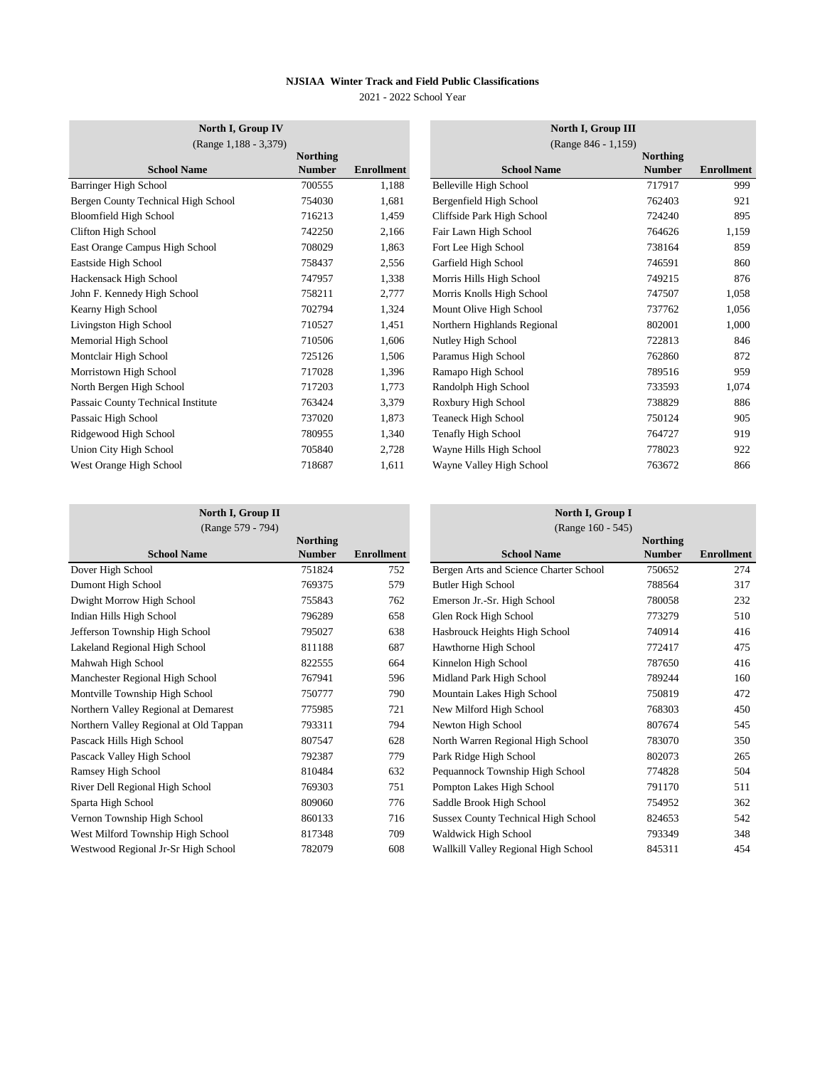**NJSIAA Winter Track and Field Public Classifications**

2021 - 2022 School Year

| North I, Group IV (Range 1,188 - 3,379) | | |
|---|---|---|
| **School Name** | **Northing Number** | **Enrollment** |
| Barringer High School | 700555 | 1,188 |
| Bergen County Technical High School | 754030 | 1,681 |
| Bloomfield High School | 716213 | 1,459 |
| Clifton High School | 742250 | 2,166 |
| East Orange Campus High School | 708029 | 1,863 |
| Eastside High School | 758437 | 2,556 |
| Hackensack High School | 747957 | 1,338 |
| John F. Kennedy High School | 758211 | 2,777 |
| Kearny High School | 702794 | 1,324 |
| Livingston High School | 710527 | 1,451 |
| Memorial High School | 710506 | 1,606 |
| Montclair High School | 725126 | 1,506 |
| Morristown High School | 717028 | 1,396 |
| North Bergen High School | 717203 | 1,773 |
| Passaic County Technical Institute | 763424 | 3,379 |
| Passaic High School | 737020 | 1,873 |
| Ridgewood High School | 780955 | 1,340 |
| Union City High School | 705840 | 2,728 |
| West Orange High School | 718687 | 1,611 |

| North I, Group III (Range 846 - 1,159) | | |
|---|---|---|
| **School Name** | **Northing Number** | **Enrollment** |
| Belleville High School | 717917 | 999 |
| Bergenfield High School | 762403 | 921 |
| Cliffside Park High School | 724240 | 895 |
| Fair Lawn High School | 764626 | 1,159 |
| Fort Lee High School | 738164 | 859 |
| Garfield High School | 746591 | 860 |
| Morris Hills High School | 749215 | 876 |
| Morris Knolls High School | 747507 | 1,058 |
| Mount Olive High School | 737762 | 1,056 |
| Northern Highlands Regional | 802001 | 1,000 |
| Nutley High School | 722813 | 846 |
| Paramus High School | 762860 | 872 |
| Ramapo High School | 789516 | 959 |
| Randolph High School | 733593 | 1,074 |
| Roxbury High School | 738829 | 886 |
| Teaneck High School | 750124 | 905 |
| Tenafly High School | 764727 | 919 |
| Wayne Hills High School | 778023 | 922 |
| Wayne Valley High School | 763672 | 866 |

| North I, Group II (Range 579 - 794) | | |
|---|---|---|
| **School Name** | **Northing Number** | **Enrollment** |
| Dover High School | 751824 | 752 |
| Dumont High School | 769375 | 579 |
| Dwight Morrow High School | 755843 | 762 |
| Indian Hills High School | 796289 | 658 |
| Jefferson Township High School | 795027 | 638 |
| Lakeland Regional High School | 811188 | 687 |
| Mahwah High School | 822555 | 664 |
| Manchester Regional High School | 767941 | 596 |
| Montville Township High School | 750777 | 790 |
| Northern Valley Regional at Demarest | 775985 | 721 |
| Northern Valley Regional at Old Tappan | 793311 | 794 |
| Pascack Hills High School | 807547 | 628 |
| Pascack Valley High School | 792387 | 779 |
| Ramsey High School | 810484 | 632 |
| River Dell Regional High School | 769303 | 751 |
| Sparta High School | 809060 | 776 |
| Vernon Township High School | 860133 | 716 |
| West Milford Township High School | 817348 | 709 |
| Westwood Regional Jr-Sr High School | 782079 | 608 |

| North I, Group I (Range 160 - 545) | | |
|---|---|---|
| **School Name** | **Northing Number** | **Enrollment** |
| Bergen Arts and Science Charter School | 750652 | 274 |
| Butler High School | 788564 | 317 |
| Emerson Jr.-Sr. High School | 780058 | 232 |
| Glen Rock High School | 773279 | 510 |
| Hasbrouck Heights High School | 740914 | 416 |
| Hawthorne High School | 772417 | 475 |
| Kinnelon High School | 787650 | 416 |
| Midland Park High School | 789244 | 160 |
| Mountain Lakes High School | 750819 | 472 |
| New Milford High School | 768303 | 450 |
| Newton High School | 807674 | 545 |
| North Warren Regional High School | 783070 | 350 |
| Park Ridge High School | 802073 | 265 |
| Pequannock Township High School | 774828 | 504 |
| Pompton Lakes High School | 791170 | 511 |
| Saddle Brook High School | 754952 | 362 |
| Sussex County Technical High School | 824653 | 542 |
| Waldwick High School | 793349 | 348 |
| Wallkill Valley Regional High School | 845311 | 454 |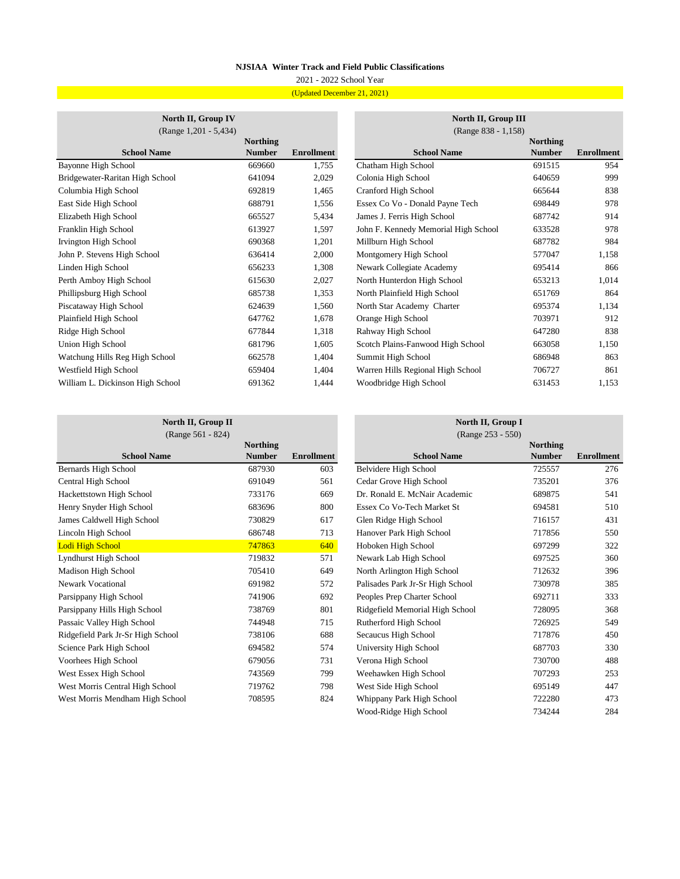**NJSIAA Winter Track and Field Public Classifications**

2021 - 2022 School Year

(Updated December 21, 2021)

**North II, Group IV**
(Range 1,201 - 5,434)

| School Name | Northing Number | Enrollment |
|---|---|---|
| Bayonne High School | 669660 | 1,755 |
| Bridgewater-Raritan High School | 641094 | 2,029 |
| Columbia High School | 692819 | 1,465 |
| East Side High School | 688791 | 1,556 |
| Elizabeth High School | 665527 | 5,434 |
| Franklin High School | 613927 | 1,597 |
| Irvington High School | 690368 | 1,201 |
| John P. Stevens High School | 636414 | 2,000 |
| Linden High School | 656233 | 1,308 |
| Perth Amboy High School | 615630 | 2,027 |
| Phillipsburg High School | 685738 | 1,353 |
| Piscataway High School | 624639 | 1,560 |
| Plainfield High School | 647762 | 1,678 |
| Ridge High School | 677844 | 1,318 |
| Union High School | 681796 | 1,605 |
| Watchung Hills Reg High School | 662578 | 1,404 |
| Westfield High School | 659404 | 1,404 |
| William L. Dickinson High School | 691362 | 1,444 |

**North II, Group III**
(Range 838 - 1,158)

| School Name | Northing Number | Enrollment |
|---|---|---|
| Chatham High School | 691515 | 954 |
| Colonia High School | 640659 | 999 |
| Cranford High School | 665644 | 838 |
| Essex Co Vo - Donald Payne Tech | 698449 | 978 |
| James J. Ferris High School | 687742 | 914 |
| John F. Kennedy Memorial High School | 633528 | 978 |
| Millburn High School | 687782 | 984 |
| Montgomery High School | 577047 | 1,158 |
| Newark Collegiate Academy | 695414 | 866 |
| North Hunterdon High School | 653213 | 1,014 |
| North Plainfield High School | 651769 | 864 |
| North Star Academy Charter | 695374 | 1,134 |
| Orange High School | 703971 | 912 |
| Rahway High School | 647280 | 838 |
| Scotch Plains-Fanwood High School | 663058 | 1,150 |
| Summit High School | 686948 | 863 |
| Warren Hills Regional High School | 706727 | 861 |
| Woodbridge High School | 631453 | 1,153 |

**North II, Group II**
(Range 561 - 824)

| School Name | Northing Number | Enrollment |
|---|---|---|
| Bernards High School | 687930 | 603 |
| Central High School | 691049 | 561 |
| Hackettstown High School | 733176 | 669 |
| Henry Snyder High School | 683696 | 800 |
| James Caldwell High School | 730829 | 617 |
| Lincoln High School | 686748 | 713 |
| Lodi High School | 747863 | 640 |
| Lyndhurst High School | 719832 | 571 |
| Madison High School | 705410 | 649 |
| Newark Vocational | 691982 | 572 |
| Parsippany High School | 741906 | 692 |
| Parsippany Hills High School | 738769 | 801 |
| Passaic Valley High School | 744948 | 715 |
| Ridgefield Park Jr-Sr High School | 738106 | 688 |
| Science Park High School | 694582 | 574 |
| Voorhees High School | 679056 | 731 |
| West Essex High School | 743569 | 799 |
| West Morris Central High School | 719762 | 798 |
| West Morris Mendham High School | 708595 | 824 |

**North II, Group I**
(Range 253 - 550)

| School Name | Northing Number | Enrollment |
|---|---|---|
| Belvidere High School | 725557 | 276 |
| Cedar Grove High School | 735201 | 376 |
| Dr. Ronald E. McNair Academic | 689875 | 541 |
| Essex Co Vo-Tech Market St | 694581 | 510 |
| Glen Ridge High School | 716157 | 431 |
| Hanover Park High School | 717856 | 550 |
| Hoboken High School | 697299 | 322 |
| Newark Lab High School | 697525 | 360 |
| North Arlington High School | 712632 | 396 |
| Palisades Park Jr-Sr High School | 730978 | 385 |
| Peoples Prep Charter School | 692711 | 333 |
| Ridgefield Memorial High School | 728095 | 368 |
| Rutherford High School | 726925 | 549 |
| Secaucus High School | 717876 | 450 |
| University High School | 687703 | 330 |
| Verona High School | 730700 | 488 |
| Weehawken High School | 707293 | 253 |
| West Side High School | 695149 | 447 |
| Whippany Park High School | 722280 | 473 |
| Wood-Ridge High School | 734244 | 284 |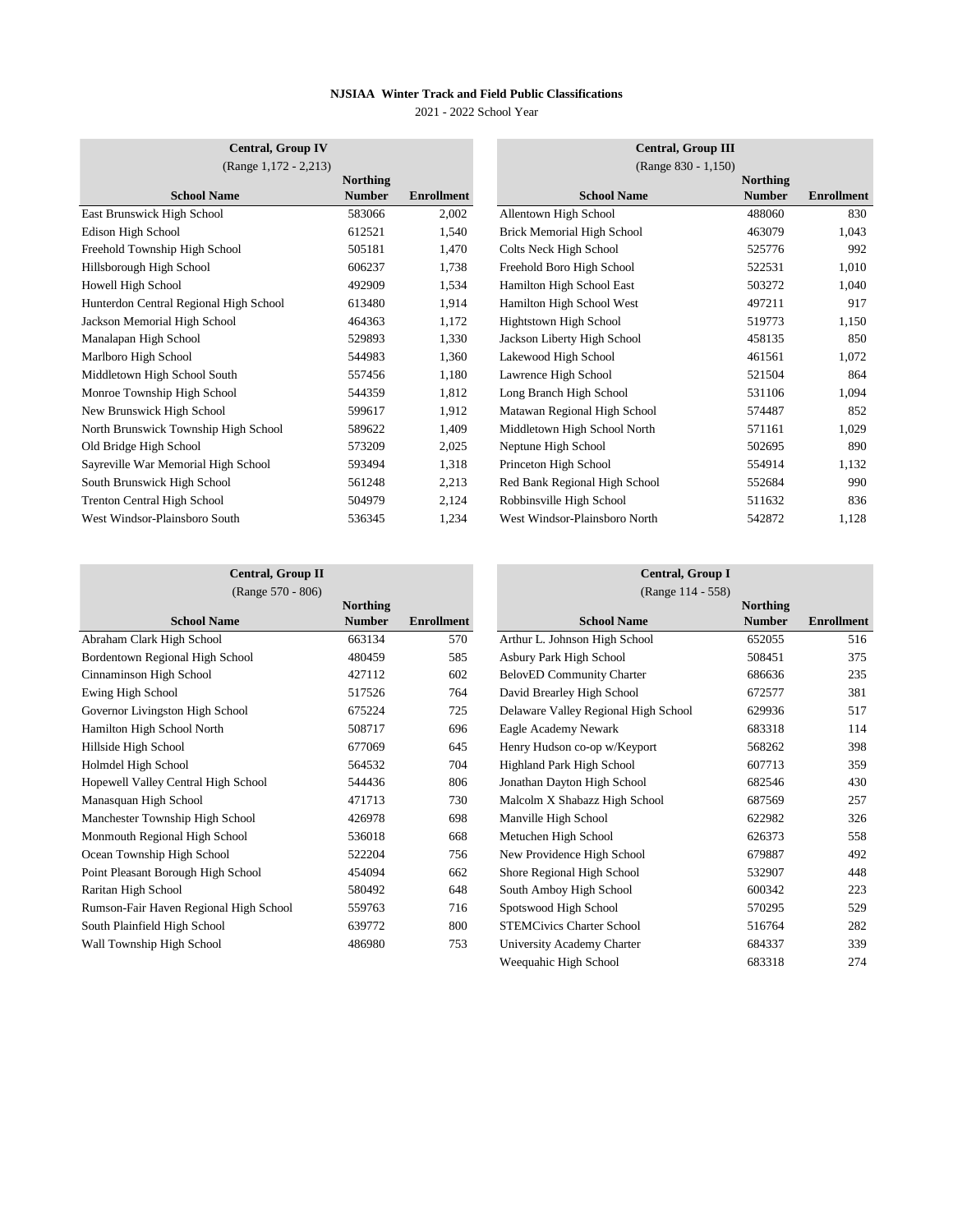**NJSIAA Winter Track and Field Public Classifications**

2021 - 2022 School Year

| Central, Group IV (Range 1,172 - 2,213) | | |
|---|---|---|
| **School Name** | **Northing Number** | **Enrollment** |
| East Brunswick High School | 583066 | 2,002 |
| Edison High School | 612521 | 1,540 |
| Freehold Township High School | 505181 | 1,470 |
| Hillsborough High School | 606237 | 1,738 |
| Howell High School | 492909 | 1,534 |
| Hunterdon Central Regional High School | 613480 | 1,914 |
| Jackson Memorial High School | 464363 | 1,172 |
| Manalapan High School | 529893 | 1,330 |
| Marlboro High School | 544983 | 1,360 |
| Middletown High School South | 557456 | 1,180 |
| Monroe Township High School | 544359 | 1,812 |
| New Brunswick High School | 599617 | 1,912 |
| North Brunswick Township High School | 589622 | 1,409 |
| Old Bridge High School | 573209 | 2,025 |
| Sayreville War Memorial High School | 593494 | 1,318 |
| South Brunswick High School | 561248 | 2,213 |
| Trenton Central High School | 504979 | 2,124 |
| West Windsor-Plainsboro South | 536345 | 1,234 |

| Central, Group III (Range 830 - 1,150) | | |
|---|---|---|
| **School Name** | **Northing Number** | **Enrollment** |
| Allentown High School | 488060 | 830 |
| Brick Memorial High School | 463079 | 1,043 |
| Colts Neck High School | 525776 | 992 |
| Freehold Boro High School | 522531 | 1,010 |
| Hamilton High School East | 503272 | 1,040 |
| Hamilton High School West | 497211 | 917 |
| Hightstown High School | 519773 | 1,150 |
| Jackson Liberty High School | 458135 | 850 |
| Lakewood High School | 461561 | 1,072 |
| Lawrence High School | 521504 | 864 |
| Long Branch High School | 531106 | 1,094 |
| Matawan Regional High School | 574487 | 852 |
| Middletown High School North | 571161 | 1,029 |
| Neptune High School | 502695 | 890 |
| Princeton High School | 554914 | 1,132 |
| Red Bank Regional High School | 552684 | 990 |
| Robbinsville High School | 511632 | 836 |
| West Windsor-Plainsboro North | 542872 | 1,128 |

| Central, Group II (Range 570 - 806) | | |
|---|---|---|
| **School Name** | **Northing Number** | **Enrollment** |
| Abraham Clark High School | 663134 | 570 |
| Bordentown Regional High School | 480459 | 585 |
| Cinnaminson High School | 427112 | 602 |
| Ewing High School | 517526 | 764 |
| Governor Livingston High School | 675224 | 725 |
| Hamilton High School North | 508717 | 696 |
| Hillside High School | 677069 | 645 |
| Holmdel High School | 564532 | 704 |
| Hopewell Valley Central High School | 544436 | 806 |
| Manasquan High School | 471713 | 730 |
| Manchester Township High School | 426978 | 698 |
| Monmouth Regional High School | 536018 | 668 |
| Ocean Township High School | 522204 | 756 |
| Point Pleasant Borough High School | 454094 | 662 |
| Raritan High School | 580492 | 648 |
| Rumson-Fair Haven Regional High School | 559763 | 716 |
| South Plainfield High School | 639772 | 800 |
| Wall Township High School | 486980 | 753 |

| Central, Group I (Range 114 - 558) | | |
|---|---|---|
| **School Name** | **Northing Number** | **Enrollment** |
| Arthur L. Johnson High School | 652055 | 516 |
| Asbury Park High School | 508451 | 375 |
| BelovED Community Charter | 686636 | 235 |
| David Brearley High School | 672577 | 381 |
| Delaware Valley Regional High School | 629936 | 517 |
| Eagle Academy Newark | 683318 | 114 |
| Henry Hudson co-op w/Keyport | 568262 | 398 |
| Highland Park High School | 607713 | 359 |
| Jonathan Dayton High School | 682546 | 430 |
| Malcolm X Shabazz High School | 687569 | 257 |
| Manville High School | 622982 | 326 |
| Metuchen High School | 626373 | 558 |
| New Providence High School | 679887 | 492 |
| Shore Regional High School | 532907 | 448 |
| South Amboy High School | 600342 | 223 |
| Spotswood High School | 570295 | 529 |
| STEMCivics Charter School | 516764 | 282 |
| University Academy Charter | 684337 | 339 |
| Weequahic High School | 683318 | 274 |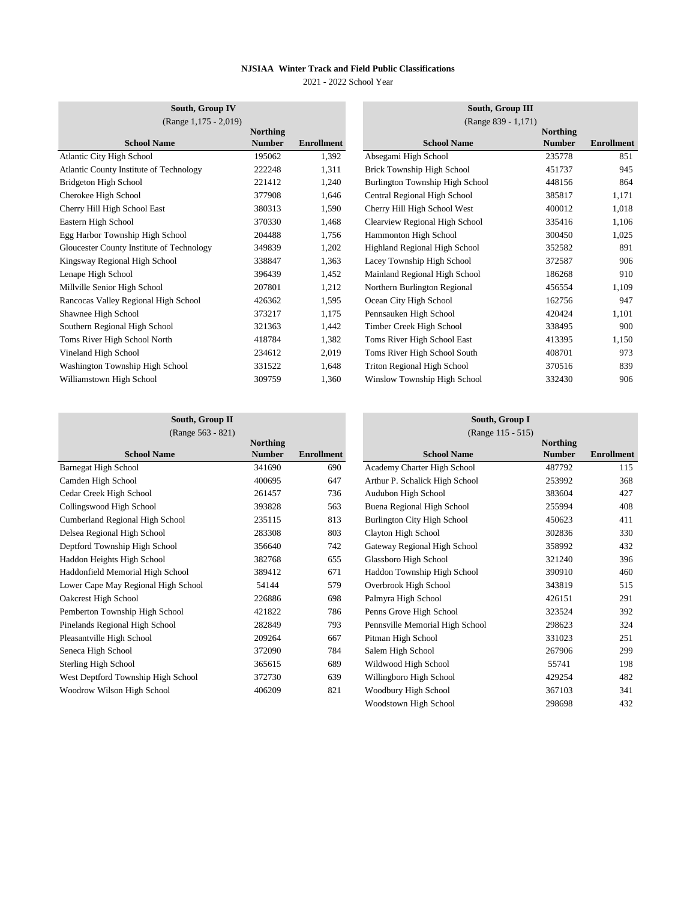**NJSIAA Winter Track and Field Public Classifications**

2021 - 2022 School Year

| South, Group IV (Range 1,175 - 2,019) | | |
|---|---|---|
| **School Name** | **Northing Number** | **Enrollment** |
| Atlantic City High School | 195062 | 1,392 |
| Atlantic County Institute of Technology | 222248 | 1,311 |
| Bridgeton High School | 221412 | 1,240 |
| Cherokee High School | 377908 | 1,646 |
| Cherry Hill High School East | 380313 | 1,590 |
| Eastern High School | 370330 | 1,468 |
| Egg Harbor Township High School | 204488 | 1,756 |
| Gloucester County Institute of Technology | 349839 | 1,202 |
| Kingsway Regional High School | 338847 | 1,363 |
| Lenape High School | 396439 | 1,452 |
| Millville Senior High School | 207801 | 1,212 |
| Rancocas Valley Regional High School | 426362 | 1,595 |
| Shawnee High School | 373217 | 1,175 |
| Southern Regional High School | 321363 | 1,442 |
| Toms River High School North | 418784 | 1,382 |
| Vineland High School | 234612 | 2,019 |
| Washington Township High School | 331522 | 1,648 |
| Williamstown High School | 309759 | 1,360 |

| South, Group III (Range 839 - 1,171) | | |
|---|---|---|
| **School Name** | **Northing Number** | **Enrollment** |
| Absegami High School | 235778 | 851 |
| Brick Township High School | 451737 | 945 |
| Burlington Township High School | 448156 | 864 |
| Central Regional High School | 385817 | 1,171 |
| Cherry Hill High School West | 400012 | 1,018 |
| Clearview Regional High School | 335416 | 1,106 |
| Hammonton High School | 300450 | 1,025 |
| Highland Regional High School | 352582 | 891 |
| Lacey Township High School | 372587 | 906 |
| Mainland Regional High School | 186268 | 910 |
| Northern Burlington Regional | 456554 | 1,109 |
| Ocean City High School | 162756 | 947 |
| Pennsauken High School | 420424 | 1,101 |
| Timber Creek High School | 338495 | 900 |
| Toms River High School East | 413395 | 1,150 |
| Toms River High School South | 408701 | 973 |
| Triton Regional High School | 370516 | 839 |
| Winslow Township High School | 332430 | 906 |

| South, Group II (Range 563 - 821) | | |
|---|---|---|
| **School Name** | **Northing Number** | **Enrollment** |
| Barnegat High School | 341690 | 690 |
| Camden High School | 400695 | 647 |
| Cedar Creek High School | 261457 | 736 |
| Collingswood High School | 393828 | 563 |
| Cumberland Regional High School | 235115 | 813 |
| Delsea Regional High School | 283308 | 803 |
| Deptford Township High School | 356640 | 742 |
| Haddon Heights High School | 382768 | 655 |
| Haddonfield Memorial High School | 389412 | 671 |
| Lower Cape May Regional High School | 54144 | 579 |
| Oakcrest High School | 226886 | 698 |
| Pemberton Township High School | 421822 | 786 |
| Pinelands Regional High School | 282849 | 793 |
| Pleasantville High School | 209264 | 667 |
| Seneca High School | 372090 | 784 |
| Sterling High School | 365615 | 689 |
| West Deptford Township High School | 372730 | 639 |
| Woodrow Wilson High School | 406209 | 821 |

| South, Group I (Range 115 - 515) | | |
|---|---|---|
| **School Name** | **Northing Number** | **Enrollment** |
| Academy Charter High School | 487792 | 115 |
| Arthur P. Schalick High School | 253992 | 368 |
| Audubon High School | 383604 | 427 |
| Buena Regional High School | 255994 | 408 |
| Burlington City High School | 450623 | 411 |
| Clayton High School | 302836 | 330 |
| Gateway Regional High School | 358992 | 432 |
| Glassboro High School | 321240 | 396 |
| Haddon Township High School | 390910 | 460 |
| Overbrook High School | 343819 | 515 |
| Palmyra High School | 426151 | 291 |
| Penns Grove High School | 323524 | 392 |
| Pennsville Memorial High School | 298623 | 324 |
| Pitman High School | 331023 | 251 |
| Salem High School | 267906 | 299 |
| Wildwood High School | 55741 | 198 |
| Willingboro High School | 429254 | 482 |
| Woodbury High School | 367103 | 341 |
| Woodstown High School | 298698 | 432 |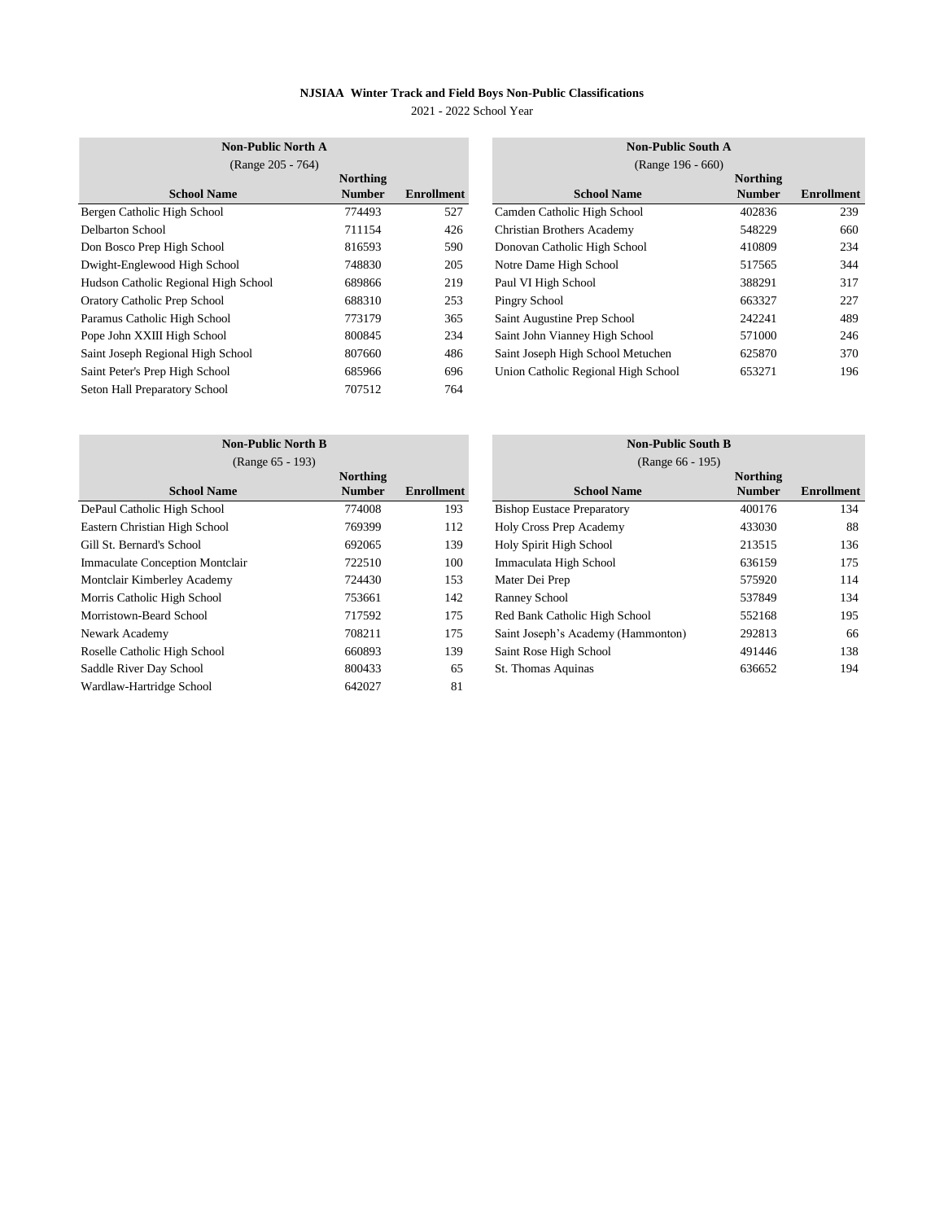**NJSIAA Winter Track and Field Boys Non-Public Classifications**

2021 - 2022 School Year

| Non-Public North A (Range 205 - 764) | | |
|---|---|---|
| School Name | Northing Number | Enrollment |
| Bergen Catholic High School | 774493 | 527 |
| Delbarton School | 711154 | 426 |
| Don Bosco Prep High School | 816593 | 590 |
| Dwight-Englewood High School | 748830 | 205 |
| Hudson Catholic Regional High School | 689866 | 219 |
| Oratory Catholic Prep School | 688310 | 253 |
| Paramus Catholic High School | 773179 | 365 |
| Pope John XXIII High School | 800845 | 234 |
| Saint Joseph Regional High School | 807660 | 486 |
| Saint Peter's Prep High School | 685966 | 696 |
| Seton Hall Preparatory School | 707512 | 764 |

| Non-Public South A (Range 196 - 660) | | |
|---|---|---|
| School Name | Northing Number | Enrollment |
| Camden Catholic High School | 402836 | 239 |
| Christian Brothers Academy | 548229 | 660 |
| Donovan Catholic High School | 410809 | 234 |
| Notre Dame High School | 517565 | 344 |
| Paul VI High School | 388291 | 317 |
| Pingry School | 663327 | 227 |
| Saint Augustine Prep School | 242241 | 489 |
| Saint John Vianney High School | 571000 | 246 |
| Saint Joseph High School Metuchen | 625870 | 370 |
| Union Catholic Regional High School | 653271 | 196 |

| Non-Public North B (Range 65 - 193) | | |
|---|---|---|
| School Name | Northing Number | Enrollment |
| DePaul Catholic High School | 774008 | 193 |
| Eastern Christian High School | 769399 | 112 |
| Gill St. Bernard's School | 692065 | 139 |
| Immaculate Conception Montclair | 722510 | 100 |
| Montclair Kimberley Academy | 724430 | 153 |
| Morris Catholic High School | 753661 | 142 |
| Morristown-Beard School | 717592 | 175 |
| Newark Academy | 708211 | 175 |
| Roselle Catholic High School | 660893 | 139 |
| Saddle River Day School | 800433 | 65 |
| Wardlaw-Hartridge School | 642027 | 81 |

| Non-Public South B (Range 66 - 195) | | |
|---|---|---|
| School Name | Northing Number | Enrollment |
| Bishop Eustace Preparatory | 400176 | 134 |
| Holy Cross Prep Academy | 433030 | 88 |
| Holy Spirit High School | 213515 | 136 |
| Immaculata High School | 636159 | 175 |
| Mater Dei Prep | 575920 | 114 |
| Ranney School | 537849 | 134 |
| Red Bank Catholic High School | 552168 | 195 |
| Saint Joseph's Academy (Hammonton) | 292813 | 66 |
| Saint Rose High School | 491446 | 138 |
| St. Thomas Aquinas | 636652 | 194 |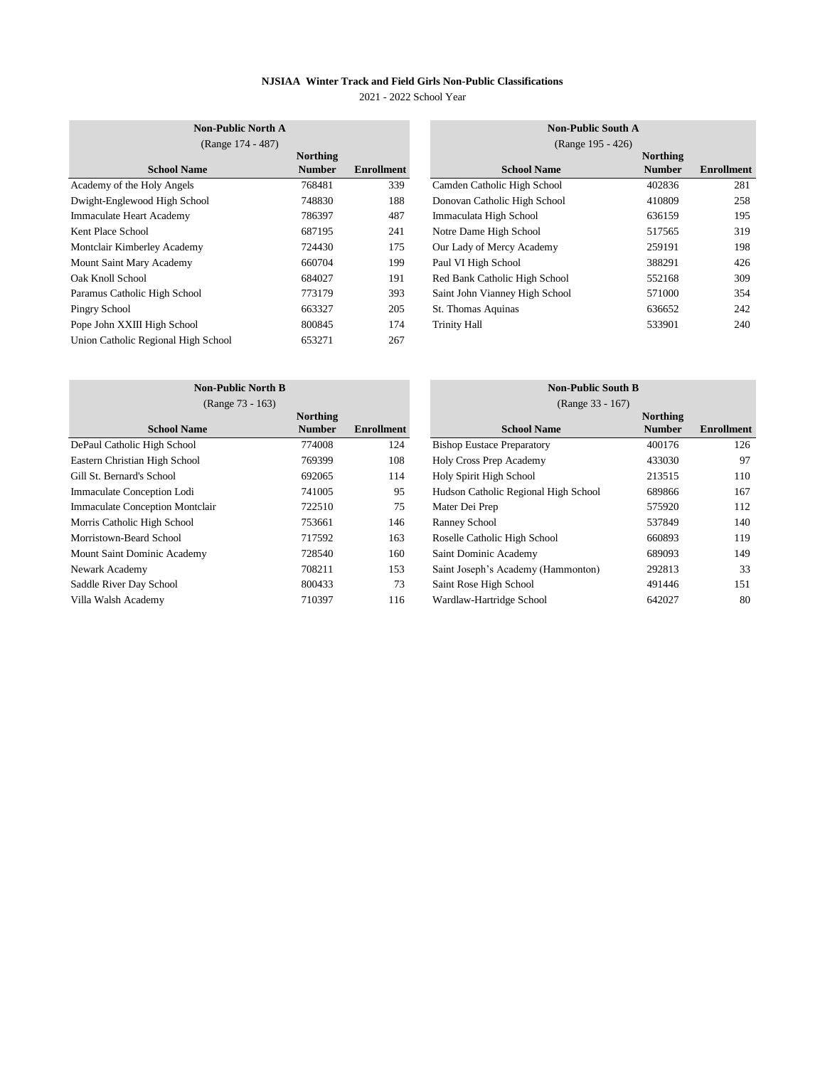**NJSIAA Winter Track and Field Girls Non-Public Classifications**

2021 - 2022 School Year

| Non-Public North A (Range 174 - 487) | | |
|---|---|---|
| School Name | Northing Number | Enrollment |
| Academy of the Holy Angels | 768481 | 339 |
| Dwight-Englewood High School | 748830 | 188 |
| Immaculate Heart Academy | 786397 | 487 |
| Kent Place School | 687195 | 241 |
| Montclair Kimberley Academy | 724430 | 175 |
| Mount Saint Mary Academy | 660704 | 199 |
| Oak Knoll School | 684027 | 191 |
| Paramus Catholic High School | 773179 | 393 |
| Pingry School | 663327 | 205 |
| Pope John XXIII High School | 800845 | 174 |
| Union Catholic Regional High School | 653271 | 267 |

| Non-Public South A (Range 195 - 426) | | |
|---|---|---|
| School Name | Northing Number | Enrollment |
| Camden Catholic High School | 402836 | 281 |
| Donovan Catholic High School | 410809 | 258 |
| Immaculata High School | 636159 | 195 |
| Notre Dame High School | 517565 | 319 |
| Our Lady of Mercy Academy | 259191 | 198 |
| Paul VI High School | 388291 | 426 |
| Red Bank Catholic High School | 552168 | 309 |
| Saint John Vianney High School | 571000 | 354 |
| St. Thomas Aquinas | 636652 | 242 |
| Trinity Hall | 533901 | 240 |

| Non-Public North B (Range 73 - 163) | | |
|---|---|---|
| School Name | Northing Number | Enrollment |
| DePaul Catholic High School | 774008 | 124 |
| Eastern Christian High School | 769399 | 108 |
| Gill St. Bernard's School | 692065 | 114 |
| Immaculate Conception Lodi | 741005 | 95 |
| Immaculate Conception Montclair | 722510 | 75 |
| Morris Catholic High School | 753661 | 146 |
| Morristown-Beard School | 717592 | 163 |
| Mount Saint Dominic Academy | 728540 | 160 |
| Newark Academy | 708211 | 153 |
| Saddle River Day School | 800433 | 73 |
| Villa Walsh Academy | 710397 | 116 |

| Non-Public South B (Range 33 - 167) | | |
|---|---|---|
| School Name | Northing Number | Enrollment |
| Bishop Eustace Preparatory | 400176 | 126 |
| Holy Cross Prep Academy | 433030 | 97 |
| Holy Spirit High School | 213515 | 110 |
| Hudson Catholic Regional High School | 689866 | 167 |
| Mater Dei Prep | 575920 | 112 |
| Ranney School | 537849 | 140 |
| Roselle Catholic High School | 660893 | 119 |
| Saint Dominic Academy | 689093 | 149 |
| Saint Joseph’s Academy (Hammonton) | 292813 | 33 |
| Saint Rose High School | 491446 | 151 |
| Wardlaw-Hartridge School | 642027 | 80 |